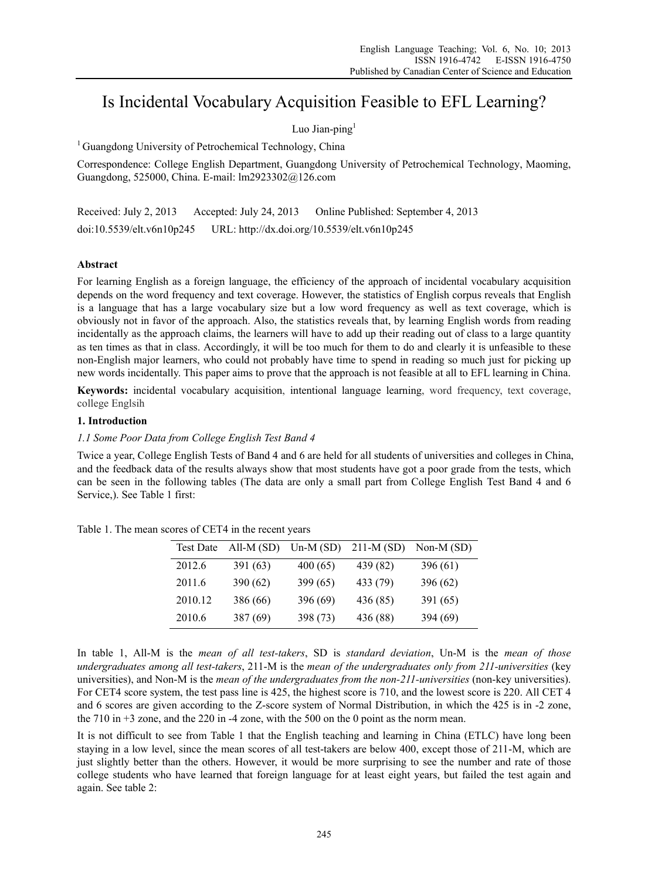# Is Incidental Vocabulary Acquisition Feasible to EFL Learning?

Luo Jian-ping[1]

[1] Guangdong University of Petrochemical Technology, China

Correspondence: College English Department, Guangdong University of Petrochemical Technology, Maoming, Guangdong, 525000, China. E-mail: lm2923302@126.com

Received: July 2, 2013 Accepted: July 24, 2013 Online Published: September 4, 2013

doi:10.5539/elt.v6n10p245 URL: http://dx.doi.org/10.5539/elt.v6n10p245

## Abstract

For learning English as a foreign language, the efficiency of the approach of incidental vocabulary acquisition depends on the word frequency and text coverage. However, the statistics of English corpus reveals that English is a language that has a large vocabulary size but a low word frequency as well as text coverage, which is obviously not in favor of the approach. Also, the statistics reveals that, by learning English words from reading incidentally as the approach claims, the learners will have to add up their reading out of class to a large quantity as ten times as that in class. Accordingly, it will be too much for them to do and clearly it is unfeasible to these non-English major learners, who could not probably have time to spend in reading so much just for picking up new words incidentally. This paper aims to prove that the approach is not feasible at all to EFL learning in China.

**Keywords:** incidental vocabulary acquisition, intentional language learning, word frequency, text coverage, college Englsih

## 1. Introduction

### *1.1 Some Poor Data from College English Test Band 4*

Twice a year, College English Tests of Band 4 and 6 are held for all students of universities and colleges in China, and the feedback data of the results always show that most students have got a poor grade from the tests, which can be seen in the following tables (The data are only a small part from College English Test Band 4 and 6 Service,). See Table 1 first:

Table 1. The mean scores of CET4 in the recent years

| Test Date | All-M (SD) | Un-M (SD) | 211-M (SD) | Non-M (SD) |
|---|---|---|---|---|
| 2012.6 | 391 (63) | 400 (65) | 439 (82) | 396 (61) |
| 2011.6 | 390 (62) | 399 (65) | 433 (79) | 396 (62) |
| 2010.12 | 386 (66) | 396 (69) | 436 (85) | 391 (65) |
| 2010.6 | 387 (69) | 398 (73) | 436 (88) | 394 (69) |

In table 1, All-M is the *mean of all test-takers*, SD is *standard deviation*, Un-M is the *mean of those undergraduates among all test-takers*, 211-M is the *mean of the undergraduates only from 211-universities* (key universities), and Non-M is the *mean of the undergraduates from the non-211-universities* (non-key universities). For CET4 score system, the test pass line is 425, the highest score is 710, and the lowest score is 220. All CET 4 and 6 scores are given according to the Z-score system of Normal Distribution, in which the 425 is in -2 zone, the 710 in +3 zone, and the 220 in -4 zone, with the 500 on the 0 point as the norm mean.

It is not difficult to see from Table 1 that the English teaching and learning in China (ETLC) have long been staying in a low level, since the mean scores of all test-takers are below 400, except those of 211-M, which are just slightly better than the others. However, it would be more surprising to see the number and rate of those college students who have learned that foreign language for at least eight years, but failed the test again and again. See table 2: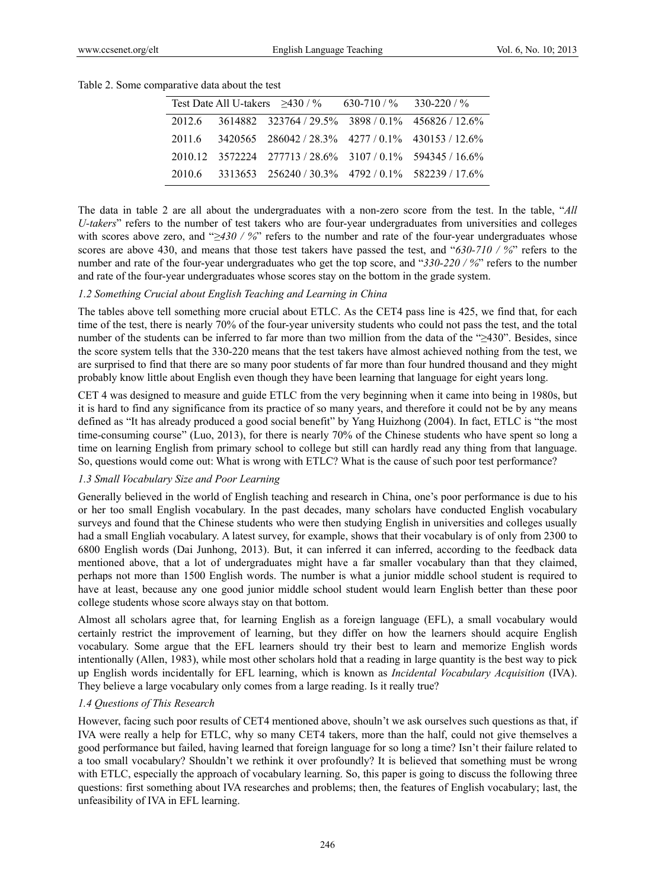Table 2. Some comparative data about the test

| Test Date | All U-takers | ≥430 / % | 630-710 / % | 330-220 / % |
|---|---|---|---|---|
| 2012.6 | 3614882 | 323764 / 29.5% | 3898 / 0.1% | 456826 / 12.6% |
| 2011.6 | 3420565 | 286042 / 28.3% | 4277 / 0.1% | 430153 / 12.6% |
| 2010.12 | 3572224 | 277713 / 28.6% | 3107 / 0.1% | 594345 / 16.6% |
| 2010.6 | 3313653 | 256240 / 30.3% | 4792 / 0.1% | 582239 / 17.6% |

The data in table 2 are all about the undergraduates with a non-zero score from the test. In the table, "*All U-takers*" refers to the number of test takers who are four-year undergraduates from universities and colleges with scores above zero, and "*≥430 / %*" refers to the number and rate of the four-year undergraduates whose scores are above 430, and means that those test takers have passed the test, and "*630-710 / %*" refers to the number and rate of the four-year undergraduates who get the top score, and "*330-220 / %*" refers to the number and rate of the four-year undergraduates whose scores stay on the bottom in the grade system.

### *1.2 Something Crucial about English Teaching and Learning in China*

The tables above tell something more crucial about ETLC. As the CET4 pass line is 425, we find that, for each time of the test, there is nearly 70% of the four-year university students who could not pass the test, and the total number of the students can be inferred to far more than two million from the data of the "≥430". Besides, since the score system tells that the 330-220 means that the test takers have almost achieved nothing from the test, we are surprised to find that there are so many poor students of far more than four hundred thousand and they might probably know little about English even though they have been learning that language for eight years long.

CET 4 was designed to measure and guide ETLC from the very beginning when it came into being in 1980s, but it is hard to find any significance from its practice of so many years, and therefore it could not be by any means defined as "It has already produced a good social benefit" by Yang Huizhong (2004). In fact, ETLC is "the most time-consuming course" (Luo, 2013), for there is nearly 70% of the Chinese students who have spent so long a time on learning English from primary school to college but still can hardly read any thing from that language. So, questions would come out: What is wrong with ETLC? What is the cause of such poor test performance?

### *1.3 Small Vocabulary Size and Poor Learning*

Generally believed in the world of English teaching and research in China, one's poor performance is due to his or her too small English vocabulary. In the past decades, many scholars have conducted English vocabulary surveys and found that the Chinese students who were then studying English in universities and colleges usually had a small Engliah vocabulary. A latest survey, for example, shows that their vocabulary is of only from 2300 to 6800 English words (Dai Junhong, 2013). But, it can inferred it can inferred, according to the feedback data mentioned above, that a lot of undergraduates might have a far smaller vocabulary than that they claimed, perhaps not more than 1500 English words. The number is what a junior middle school student is required to have at least, because any one good junior middle school student would learn English better than these poor college students whose score always stay on that bottom.

Almost all scholars agree that, for learning English as a foreign language (EFL), a small vocabulary would certainly restrict the improvement of learning, but they differ on how the learners should acquire English vocabulary. Some argue that the EFL learners should try their best to learn and memorize English words intentionally (Allen, 1983), while most other scholars hold that a reading in large quantity is the best way to pick up English words incidentally for EFL learning, which is known as *Incidental Vocabulary Acquisition* (IVA). They believe a large vocabulary only comes from a large reading. Is it really true?

### *1.4 Questions of This Research*

However, facing such poor results of CET4 mentioned above, shouln't we ask ourselves such questions as that, if IVA were really a help for ETLC, why so many CET4 takers, more than the half, could not give themselves a good performance but failed, having learned that foreign language for so long a time? Isn't their failure related to a too small vocabulary? Shouldn't we rethink it over profoundly? It is believed that something must be wrong with ETLC, especially the approach of vocabulary learning. So, this paper is going to discuss the following three questions: first something about IVA researches and problems; then, the features of English vocabulary; last, the unfeasibility of IVA in EFL learning.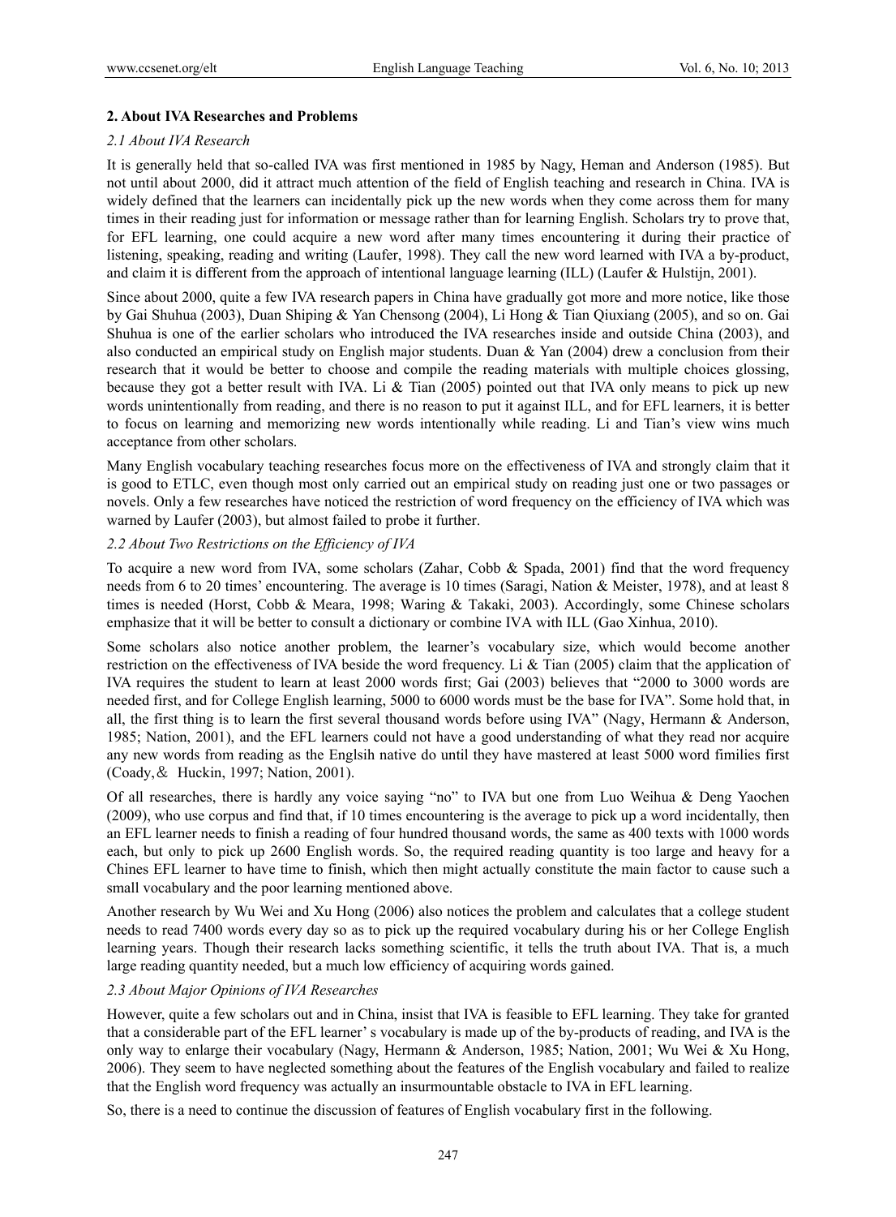## 2. About IVA Researches and Problems

### *2.1 About IVA Research*

It is generally held that so-called IVA was first mentioned in 1985 by Nagy, Heman and Anderson (1985). But not until about 2000, did it attract much attention of the field of English teaching and research in China. IVA is widely defined that the learners can incidentally pick up the new words when they come across them for many times in their reading just for information or message rather than for learning English. Scholars try to prove that, for EFL learning, one could acquire a new word after many times encountering it during their practice of listening, speaking, reading and writing (Laufer, 1998). They call the new word learned with IVA a by-product, and claim it is different from the approach of intentional language learning (ILL) (Laufer & Hulstijn, 2001).

Since about 2000, quite a few IVA research papers in China have gradually got more and more notice, like those by Gai Shuhua (2003), Duan Shiping & Yan Chensong (2004), Li Hong & Tian Qiuxiang (2005), and so on. Gai Shuhua is one of the earlier scholars who introduced the IVA researches inside and outside China (2003), and also conducted an empirical study on English major students. Duan & Yan (2004) drew a conclusion from their research that it would be better to choose and compile the reading materials with multiple choices glossing, because they got a better result with IVA. Li & Tian (2005) pointed out that IVA only means to pick up new words unintentionally from reading, and there is no reason to put it against ILL, and for EFL learners, it is better to focus on learning and memorizing new words intentionally while reading. Li and Tian's view wins much acceptance from other scholars.

Many English vocabulary teaching researches focus more on the effectiveness of IVA and strongly claim that it is good to ETLC, even though most only carried out an empirical study on reading just one or two passages or novels. Only a few researches have noticed the restriction of word frequency on the efficiency of IVA which was warned by Laufer (2003), but almost failed to probe it further.

### *2.2 About Two Restrictions on the Efficiency of IVA*

To acquire a new word from IVA, some scholars (Zahar, Cobb & Spada, 2001) find that the word frequency needs from 6 to 20 times' encountering. The average is 10 times (Saragi, Nation & Meister, 1978), and at least 8 times is needed (Horst, Cobb & Meara, 1998; Waring & Takaki, 2003). Accordingly, some Chinese scholars emphasize that it will be better to consult a dictionary or combine IVA with ILL (Gao Xinhua, 2010).

Some scholars also notice another problem, the learner's vocabulary size, which would become another restriction on the effectiveness of IVA beside the word frequency. Li & Tian (2005) claim that the application of IVA requires the student to learn at least 2000 words first; Gai (2003) believes that "2000 to 3000 words are needed first, and for College English learning, 5000 to 6000 words must be the base for IVA". Some hold that, in all, the first thing is to learn the first several thousand words before using IVA" (Nagy, Hermann & Anderson, 1985; Nation, 2001), and the EFL learners could not have a good understanding of what they read nor acquire any new words from reading as the Englsih native do until they have mastered at least 5000 word fimilies first (Coady,& Huckin, 1997; Nation, 2001).

Of all researches, there is hardly any voice saying "no" to IVA but one from Luo Weihua & Deng Yaochen (2009), who use corpus and find that, if 10 times encountering is the average to pick up a word incidentally, then an EFL learner needs to finish a reading of four hundred thousand words, the same as 400 texts with 1000 words each, but only to pick up 2600 English words. So, the required reading quantity is too large and heavy for a Chines EFL learner to have time to finish, which then might actually constitute the main factor to cause such a small vocabulary and the poor learning mentioned above.

Another research by Wu Wei and Xu Hong (2006) also notices the problem and calculates that a college student needs to read 7400 words every day so as to pick up the required vocabulary during his or her College English learning years. Though their research lacks something scientific, it tells the truth about IVA. That is, a much large reading quantity needed, but a much low efficiency of acquiring words gained.

### *2.3 About Major Opinions of IVA Researches*

However, quite a few scholars out and in China, insist that IVA is feasible to EFL learning. They take for granted that a considerable part of the EFL learner' s vocabulary is made up of the by-products of reading, and IVA is the only way to enlarge their vocabulary (Nagy, Hermann & Anderson, 1985; Nation, 2001; Wu Wei & Xu Hong, 2006). They seem to have neglected something about the features of the English vocabulary and failed to realize that the English word frequency was actually an insurmountable obstacle to IVA in EFL learning.

So, there is a need to continue the discussion of features of English vocabulary first in the following.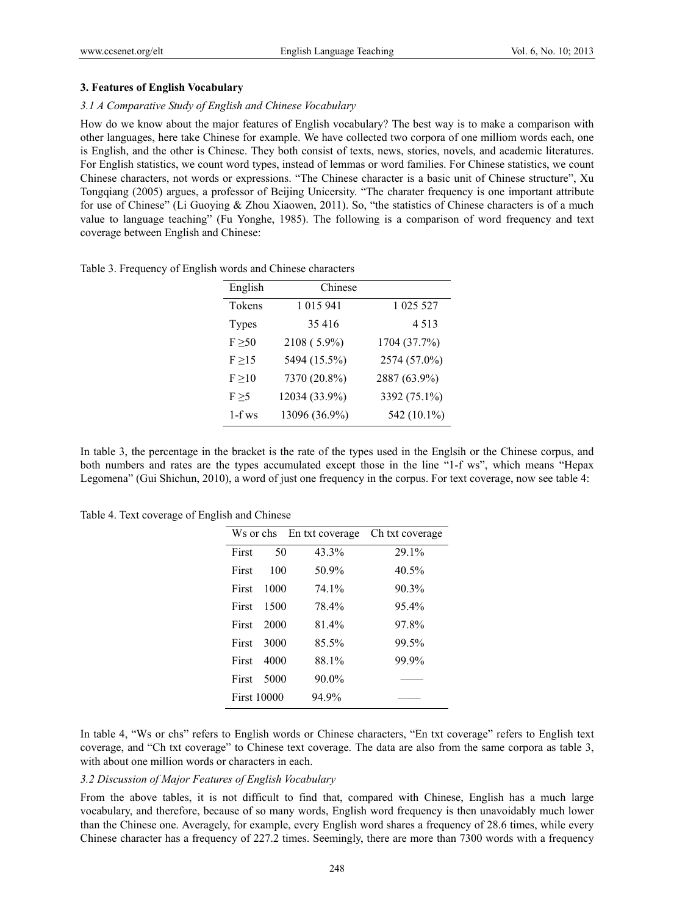### 3. Features of English Vocabulary

#### *3.1 A Comparative Study of English and Chinese Vocabulary*

How do we know about the major features of English vocabulary? The best way is to make a comparison with other languages, here take Chinese for example. We have collected two corpora of one milliom words each, one is English, and the other is Chinese. They both consist of texts, news, stories, novels, and academic literatures. For English statistics, we count word types, instead of lemmas or word families. For Chinese statistics, we count Chinese characters, not words or expressions. "The Chinese character is a basic unit of Chinese structure", Xu Tongqiang (2005) argues, a professor of Beijing Unicersity. "The charater frequency is one important attribute for use of Chinese" (Li Guoying & Zhou Xiaowen, 2011). So, "the statistics of Chinese characters is of a much value to language teaching" (Fu Yonghe, 1985). The following is a comparison of word frequency and text coverage between English and Chinese:

Table 3. Frequency of English words and Chinese characters

| English | Chinese | |
|---|---|---|
| Tokens | 1 015 941 | 1 025 527 |
| Types | 35 416 | 4 513 |
| F ≥50 | 2108 ( 5.9%) | 1704 (37.7%) |
| F ≥15 | 5494 (15.5%) | 2574 (57.0%) |
| F ≥10 | 7370 (20.8%) | 2887 (63.9%) |
| F ≥5 | 12034 (33.9%) | 3392 (75.1%) |
| 1-f ws | 13096 (36.9%) | 542 (10.1%) |

In table 3, the percentage in the bracket is the rate of the types used in the Englsih or the Chinese corpus, and both numbers and rates are the types accumulated except those in the line "1-f ws", which means "Hepax Legomena" (Gui Shichun, 2010), a word of just one frequency in the corpus. For text coverage, now see table 4:

Table 4. Text coverage of English and Chinese

| Ws or chs | En txt coverage | Ch txt coverage |
|---|---|---|
| First 50 | 43.3% | 29.1% |
| First 100 | 50.9% | 40.5% |
| First 1000 | 74.1% | 90.3% |
| First 1500 | 78.4% | 95.4% |
| First 2000 | 81.4% | 97.8% |
| First 3000 | 85.5% | 99.5% |
| First 4000 | 88.1% | 99.9% |
| First 5000 | 90.0% | —— |
| First 10000 | 94.9% | —— |

In table 4, "Ws or chs" refers to English words or Chinese characters, "En txt coverage" refers to English text coverage, and "Ch txt coverage" to Chinese text coverage. The data are also from the same corpora as table 3, with about one million words or characters in each.

#### *3.2 Discussion of Major Features of English Vocabulary*

From the above tables, it is not difficult to find that, compared with Chinese, English has a much large vocabulary, and therefore, because of so many words, English word frequency is then unavoidably much lower than the Chinese one. Averagely, for example, every English word shares a frequency of 28.6 times, while every Chinese character has a frequency of 227.2 times. Seemingly, there are more than 7300 words with a frequency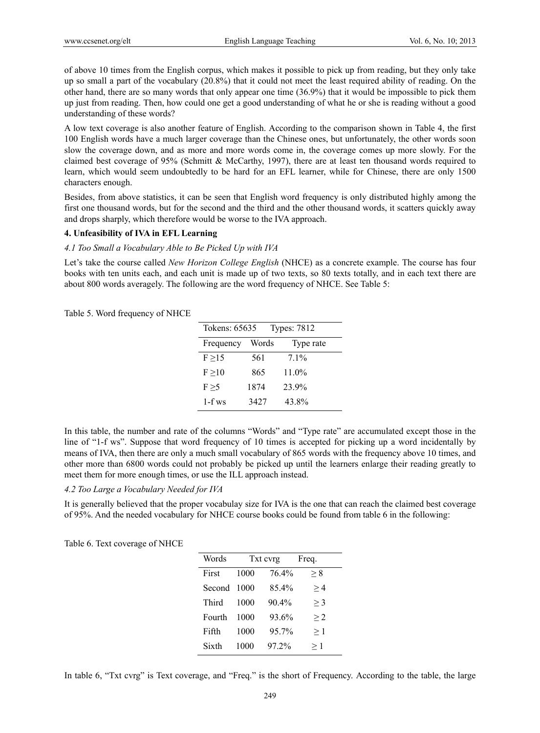of above 10 times from the English corpus, which makes it possible to pick up from reading, but they only take up so small a part of the vocabulary (20.8%) that it could not meet the least required ability of reading. On the other hand, there are so many words that only appear one time (36.9%) that it would be impossible to pick them up just from reading. Then, how could one get a good understanding of what he or she is reading without a good understanding of these words?

A low text coverage is also another feature of English. According to the comparison shown in Table 4, the first 100 English words have a much larger coverage than the Chinese ones, but unfortunately, the other words soon slow the coverage down, and as more and more words come in, the coverage comes up more slowly. For the claimed best coverage of 95% (Schmitt & McCarthy, 1997), there are at least ten thousand words required to learn, which would seem undoubtedly to be hard for an EFL learner, while for Chinese, there are only 1500 characters enough.

Besides, from above statistics, it can be seen that English word frequency is only distributed highly among the first one thousand words, but for the second and the third and the other thousand words, it scatters quickly away and drops sharply, which therefore would be worse to the IVA approach.

## 4. Unfeasibility of IVA in EFL Learning

### *4.1 Too Small a Vocabulary Able to Be Picked Up with IVA*

Let's take the course called *New Horizon College English* (NHCE) as a concrete example. The course has four books with ten units each, and each unit is made up of two texts, so 80 texts totally, and in each text there are about 800 words averagely. The following are the word frequency of NHCE. See Table 5:

Table 5. Word frequency of NHCE

| Tokens: 65635 | Types: 7812 | |
|---|---|---|
| Frequency | Words | Type rate |
| F ≥15 | 561 | 7.1% |
| F ≥10 | 865 | 11.0% |
| F ≥5 | 1874 | 23.9% |
| 1-f ws | 3427 | 43.8% |

In this table, the number and rate of the columns "Words" and "Type rate" are accumulated except those in the line of "1-f ws". Suppose that word frequency of 10 times is accepted for picking up a word incidentally by means of IVA, then there are only a much small vocabulary of 865 words with the frequency above 10 times, and other more than 6800 words could not probably be picked up until the learners enlarge their reading greatly to meet them for more enough times, or use the ILL approach instead.

### *4.2 Too Large a Vocabulary Needed for IVA*

It is generally believed that the proper vocabulay size for IVA is the one that can reach the claimed best coverage of 95%. And the needed vocabulary for NHCE course books could be found from table 6 in the following:

Table 6. Text coverage of NHCE

| Words | | Txt cvrg | Freq. |
|---|---|---|---|
| First | 1000 | 76.4% | ≥ 8 |
| Second | 1000 | 85.4% | ≥ 4 |
| Third | 1000 | 90.4% | ≥ 3 |
| Fourth | 1000 | 93.6% | ≥ 2 |
| Fifth | 1000 | 95.7% | ≥ 1 |
| Sixth | 1000 | 97.2% | ≥ 1 |

In table 6, "Txt cvrg" is Text coverage, and "Freq." is the short of Frequency. According to the table, the large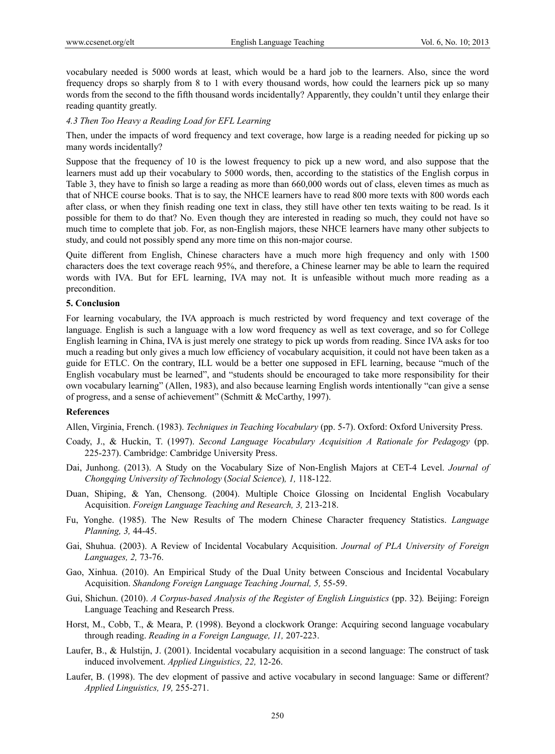vocabulary needed is 5000 words at least, which would be a hard job to the learners. Also, since the word frequency drops so sharply from 8 to 1 with every thousand words, how could the learners pick up so many words from the second to the fifth thousand words incidentally? Apparently, they couldn't until they enlarge their reading quantity greatly.

### *4.3 Then Too Heavy a Reading Load for EFL Learning*

Then, under the impacts of word frequency and text coverage, how large is a reading needed for picking up so many words incidentally?

Suppose that the frequency of 10 is the lowest frequency to pick up a new word, and also suppose that the learners must add up their vocabulary to 5000 words, then, according to the statistics of the English corpus in Table 3, they have to finish so large a reading as more than 660,000 words out of class, eleven times as much as that of NHCE course books. That is to say, the NHCE learners have to read 800 more texts with 800 words each after class, or when they finish reading one text in class, they still have other ten texts waiting to be read. Is it possible for them to do that? No. Even though they are interested in reading so much, they could not have so much time to complete that job. For, as non-English majors, these NHCE learners have many other subjects to study, and could not possibly spend any more time on this non-major course.

Quite different from English, Chinese characters have a much more high frequency and only with 1500 characters does the text coverage reach 95%, and therefore, a Chinese learner may be able to learn the required words with IVA. But for EFL learning, IVA may not. It is unfeasible without much more reading as a precondition.

## 5. Conclusion

For learning vocabulary, the IVA approach is much restricted by word frequency and text coverage of the language. English is such a language with a low word frequency as well as text coverage, and so for College English learning in China, IVA is just merely one strategy to pick up words from reading. Since IVA asks for too much a reading but only gives a much low efficiency of vocabulary acquisition, it could not have been taken as a guide for ETLC. On the contrary, ILL would be a better one supposed in EFL learning, because "much of the English vocabulary must be learned", and "students should be encouraged to take more responsibility for their own vocabulary learning" (Allen, 1983), and also because learning English words intentionally "can give a sense of progress, and a sense of achievement" (Schmitt & McCarthy, 1997).

## References

Allen, Virginia, French. (1983). *Techniques in Teaching Vocabulary* (pp. 5-7). Oxford: Oxford University Press.

Coady, J., & Huckin, T. (1997). *Second Language Vocabulary Acquisition A Rationale for Pedagogy* (pp. 225-237). Cambridge: Cambridge University Press.

Dai, Junhong. (2013). A Study on the Vocabulary Size of Non-English Majors at CET-4 Level. *Journal of Chongqing University of Technology* (*Social Science*)*, 1,* 118-122.

Duan, Shiping, & Yan, Chensong. (2004). Multiple Choice Glossing on Incidental English Vocabulary Acquisition. *Foreign Language Teaching and Research, 3,* 213-218.

Fu, Yonghe. (1985). The New Results of The modern Chinese Character frequency Statistics. *Language Planning, 3,* 44-45.

Gai, Shuhua. (2003). A Review of Incidental Vocabulary Acquisition. *Journal of PLA University of Foreign Languages, 2,* 73-76.

Gao, Xinhua. (2010). An Empirical Study of the Dual Unity between Conscious and Incidental Vocabulary Acquisition. *Shandong Foreign Language Teaching Journal, 5,* 55-59.

Gui, Shichun. (2010). *A Corpus-based Analysis of the Register of English Linguistics* (pp. 32)*.* Beijing: Foreign Language Teaching and Research Press.

Horst, M., Cobb, T., & Meara, P. (1998). Beyond a clockwork Orange: Acquiring second language vocabulary through reading. *Reading in a Foreign Language, 11,* 207-223.

Laufer, B., & Hulstijn, J. (2001). Incidental vocabulary acquisition in a second language: The construct of task induced involvement. *Applied Linguistics, 22,* 12-26.

Laufer, B. (1998). The dev elopment of passive and active vocabulary in second language: Same or different? *Applied Linguistics, 19,* 255-271.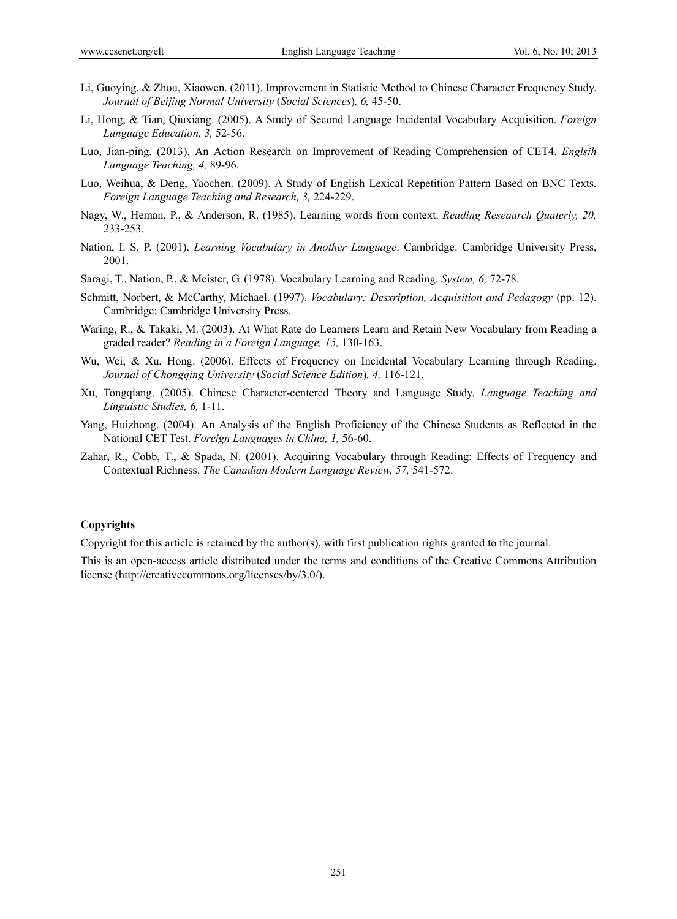Li, Guoying, & Zhou, Xiaowen. (2011). Improvement in Statistic Method to Chinese Character Frequency Study. *Journal of Beijing Normal University* (*Social Sciences*)*, 6,* 45-50.

Li, Hong, & Tian, Qiuxiang. (2005). A Study of Second Language Incidental Vocabulary Acquisition. *Foreign Language Education, 3,* 52-56.

Luo, Jian-ping. (2013). An Action Research on Improvement of Reading Comprehension of CET4. *Englsih Language Teaching, 4,* 89-96.

Luo, Weihua, & Deng, Yaochen. (2009). A Study of English Lexical Repetition Pattern Based on BNC Texts. *Foreign Language Teaching and Research, 3,* 224-229.

Nagy, W., Heman, P., & Anderson, R. (1985). Learning words from context. *Reading Reseaarch Quaterly, 20,* 233-253.

Nation, I. S. P. (2001). *Learning Vocabulary in Another Language*. Cambridge: Cambridge University Press, 2001.

Saragi, T., Nation, P., & Meister, G. (1978). Vocabulary Learning and Reading. *System, 6,* 72-78.

Schmitt, Norbert, & McCarthy, Michael. (1997). *Vocabulary: Desxription, Acquisition and Pedagogy* (pp. 12). Cambridge: Cambridge University Press.

Waring, R., & Takaki, M. (2003). At What Rate do Learners Learn and Retain New Vocabulary from Reading a graded reader? *Reading in a Foreign Language, 15,* 130-163.

Wu, Wei, & Xu, Hong. (2006). Effects of Frequency on Incidental Vocabulary Learning through Reading. *Journal of Chongqing University* (*Social Science Edition*)*, 4,* 116-121.

Xu, Tongqiang. (2005). Chinese Character-centered Theory and Language Study. *Language Teaching and Linguistic Studies, 6,* 1-11.

Yang, Huizhong. (2004). An Analysis of the English Proficiency of the Chinese Students as Reflected in the National CET Test. *Foreign Languages in China, 1,* 56-60.

Zahar, R., Cobb, T., & Spada, N. (2001). Acquiring Vocabulary through Reading: Effects of Frequency and Contextual Richness. *The Canadian Modern Language Review, 57,* 541-572.

**Copyrights**

Copyright for this article is retained by the author(s), with first publication rights granted to the journal.

This is an open-access article distributed under the terms and conditions of the Creative Commons Attribution license (http://creativecommons.org/licenses/by/3.0/).